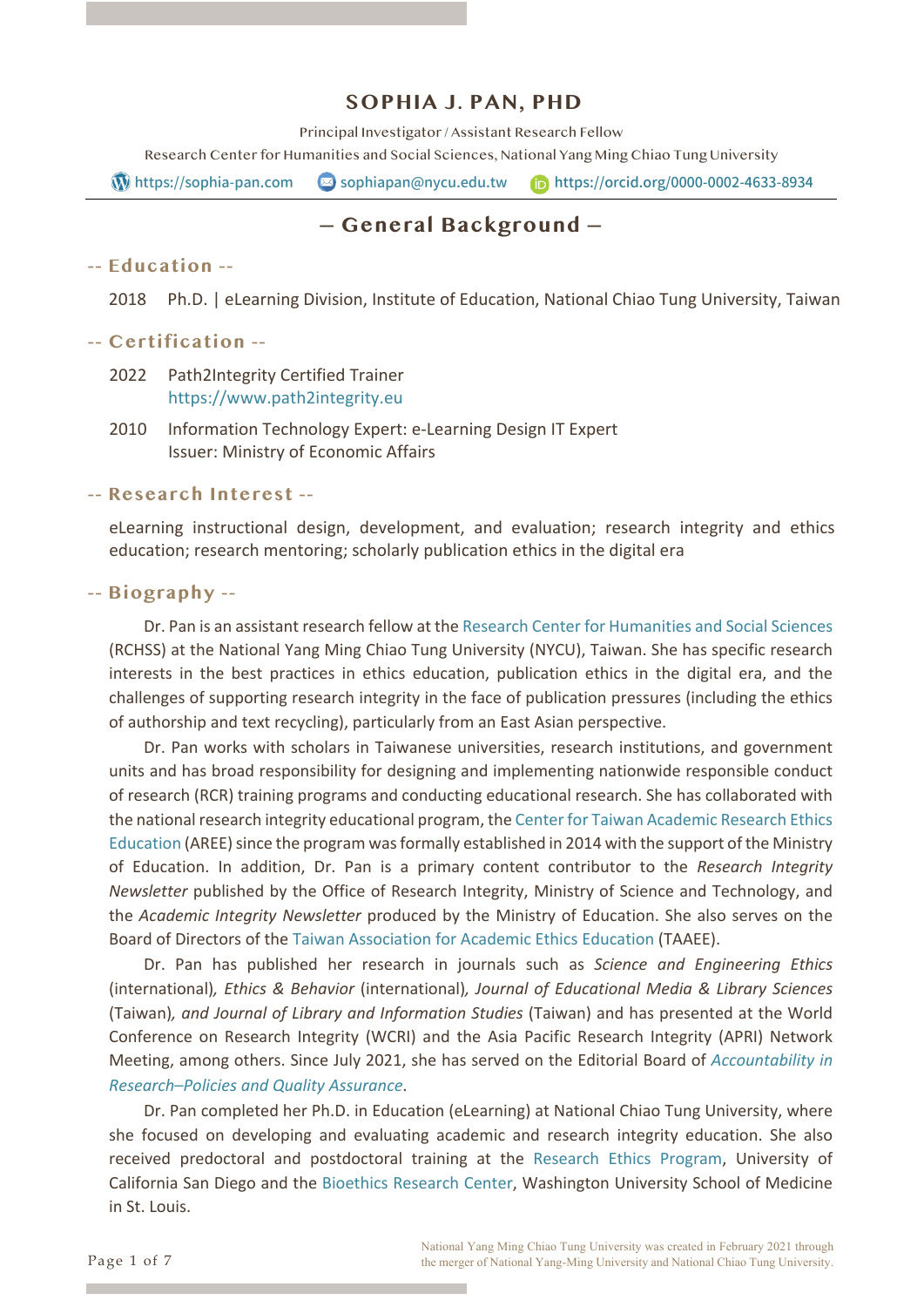# SOPHIA J. PAN, PHD

Principal Investigator / Assistant Research Fellow

Research Center for Humanities and Social Sciences, National Yang Ming Chiao Tung University

https://sophia-pan.com | sophiapan@nycu.edu.tw | https://orcid.org/0000-0002-4633-8934

## — General Background —

### -- Education --

2018 Ph.D. | eLearning Division, Institute of Education, National Chiao Tung University, Taiwan

### -- Certification --

2022 Path2Integrity Certified Trainer
https://www.path2integrity.eu

2010 Information Technology Expert: e-Learning Design IT Expert
Issuer: Ministry of Economic Affairs

### -- Research Interest --

eLearning instructional design, development, and evaluation; research integrity and ethics education; research mentoring; scholarly publication ethics in the digital era

### -- Biography --

Dr. Pan is an assistant research fellow at the Research Center for Humanities and Social Sciences (RCHSS) at the National Yang Ming Chiao Tung University (NYCU), Taiwan. She has specific research interests in the best practices in ethics education, publication ethics in the digital era, and the challenges of supporting research integrity in the face of publication pressures (including the ethics of authorship and text recycling), particularly from an East Asian perspective.

Dr. Pan works with scholars in Taiwanese universities, research institutions, and government units and has broad responsibility for designing and implementing nationwide responsible conduct of research (RCR) training programs and conducting educational research. She has collaborated with the national research integrity educational program, the Center for Taiwan Academic Research Ethics Education (AREE) since the program was formally established in 2014 with the support of the Ministry of Education. In addition, Dr. Pan is a primary content contributor to the *Research Integrity Newsletter* published by the Office of Research Integrity, Ministry of Science and Technology, and the *Academic Integrity Newsletter* produced by the Ministry of Education. She also serves on the Board of Directors of the Taiwan Association for Academic Ethics Education (TAAEE).

Dr. Pan has published her research in journals such as *Science and Engineering Ethics* (international), *Ethics & Behavior* (international), *Journal of Educational Media & Library Sciences* (Taiwan), *and Journal of Library and Information Studies* (Taiwan) and has presented at the World Conference on Research Integrity (WCRI) and the Asia Pacific Research Integrity (APRI) Network Meeting, among others. Since July 2021, she has served on the Editorial Board of *Accountability in Research–Policies and Quality Assurance*.

Dr. Pan completed her Ph.D. in Education (eLearning) at National Chiao Tung University, where she focused on developing and evaluating academic and research integrity education. She also received predoctoral and postdoctoral training at the Research Ethics Program, University of California San Diego and the Bioethics Research Center, Washington University School of Medicine in St. Louis.

National Yang Ming Chiao Tung University was created in February 2021 through the merger of National Yang-Ming University and National Chiao Tung University.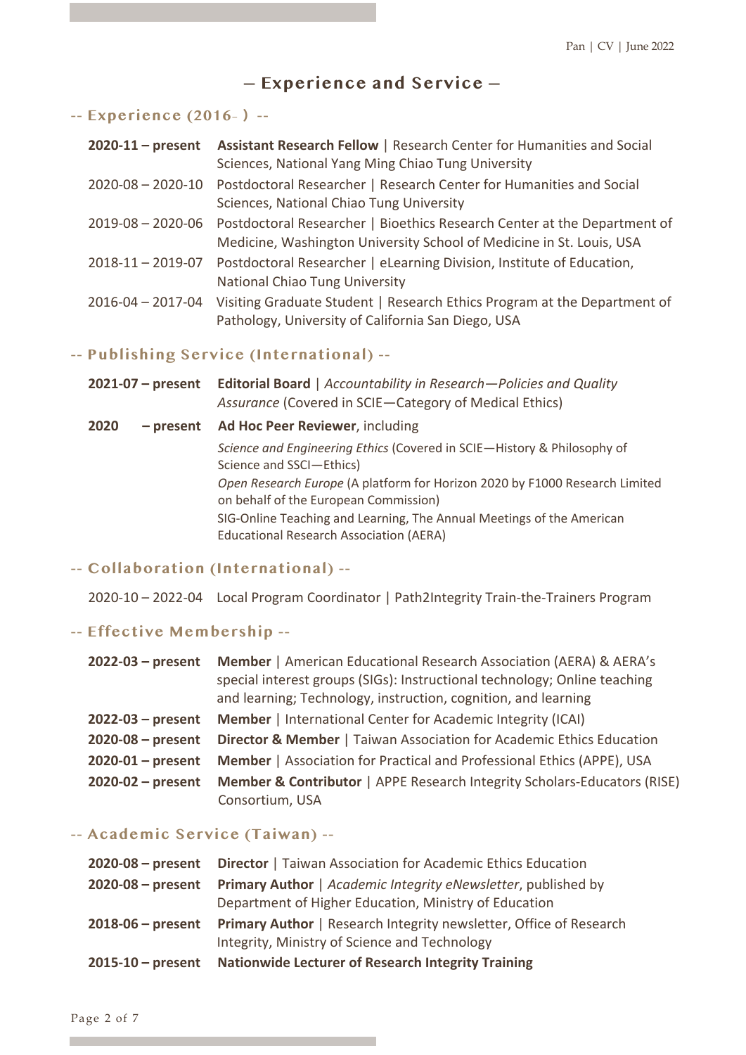## — Experience and Service —

### -- Experience (2016- ) --

**2020-11 – present** **Assistant Research Fellow** | Research Center for Humanities and Social Sciences, National Yang Ming Chiao Tung University

2020-08 – 2020-10 Postdoctoral Researcher | Research Center for Humanities and Social Sciences, National Chiao Tung University

2019-08 – 2020-06 Postdoctoral Researcher | Bioethics Research Center at the Department of Medicine, Washington University School of Medicine in St. Louis, USA

2018-11 – 2019-07 Postdoctoral Researcher | eLearning Division, Institute of Education, National Chiao Tung University

2016-04 – 2017-04 Visiting Graduate Student | Research Ethics Program at the Department of Pathology, University of California San Diego, USA

### -- Publishing Service (International) --

**2021-07 – present** **Editorial Board** | *Accountability in Research—Policies and Quality Assurance* (Covered in SCIE—Category of Medical Ethics)

**2020 – present** **Ad Hoc Peer Reviewer**, including

*Science and Engineering Ethics* (Covered in SCIE—History & Philosophy of Science and SSCI—Ethics)

*Open Research Europe* (A platform for Horizon 2020 by F1000 Research Limited on behalf of the European Commission)

SIG-Online Teaching and Learning, The Annual Meetings of the American Educational Research Association (AERA)

### -- Collaboration (International) --

2020-10 – 2022-04 Local Program Coordinator | Path2Integrity Train-the-Trainers Program

### -- Effective Membership --

**2022-03 – present** **Member** | American Educational Research Association (AERA) & AERA's special interest groups (SIGs): Instructional technology; Online teaching and learning; Technology, instruction, cognition, and learning

**2022-03 – present** **Member** | International Center for Academic Integrity (ICAI)

**2020-08 – present** **Director & Member** | Taiwan Association for Academic Ethics Education

**2020-01 – present** **Member** | Association for Practical and Professional Ethics (APPE), USA

**2020-02 – present** **Member & Contributor** | APPE Research Integrity Scholars-Educators (RISE) Consortium, USA

### -- Academic Service (Taiwan) --

**2020-08 – present** **Director** | Taiwan Association for Academic Ethics Education

**2020-08 – present** **Primary Author** | *Academic Integrity eNewsletter*, published by Department of Higher Education, Ministry of Education

**2018-06 – present** **Primary Author** | Research Integrity newsletter, Office of Research Integrity, Ministry of Science and Technology

**2015-10 – present** **Nationwide Lecturer of Research Integrity Training**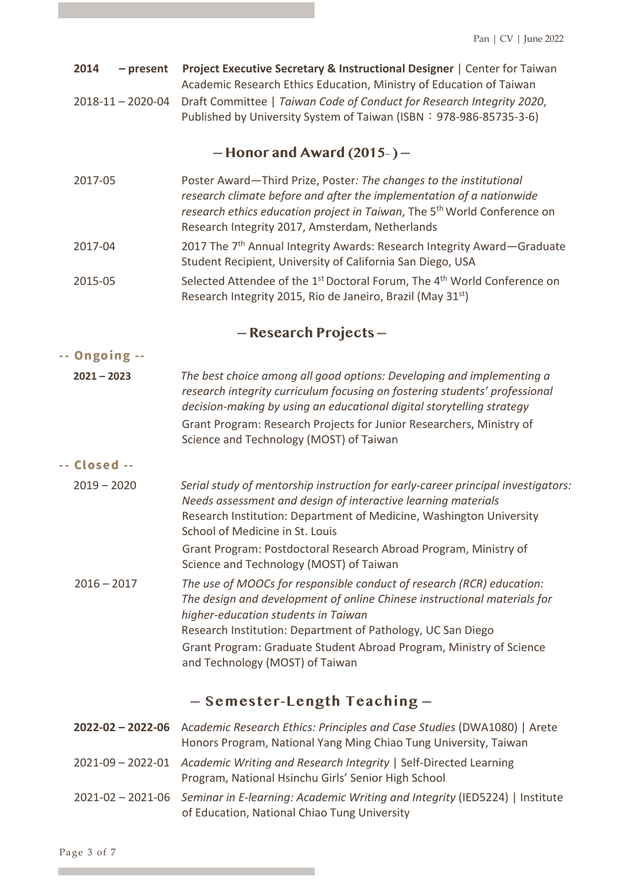**2014 – present** **Project Executive Secretary & Instructional Designer** | Center for Taiwan Academic Research Ethics Education, Ministry of Education of Taiwan

2018-11 – 2020-04 Draft Committee | *Taiwan Code of Conduct for Research Integrity 2020*, Published by University System of Taiwan (ISBN：978-986-85735-3-6)

## — Honor and Award (2015- ) —

2017-05 Poster Award—Third Prize, Poster*: The changes to the institutional research climate before and after the implementation of a nationwide research ethics education project in Taiwan*, The 5th World Conference on Research Integrity 2017, Amsterdam, Netherlands

2017-04 2017 The 7th Annual Integrity Awards: Research Integrity Award—Graduate Student Recipient, University of California San Diego, USA

2015-05 Selected Attendee of the 1st Doctoral Forum, The 4th World Conference on Research Integrity 2015, Rio de Janeiro, Brazil (May 31st)

## — Research Projects —

### -- Ongoing --

**2021 – 2023** *The best choice among all good options: Developing and implementing a research integrity curriculum focusing on fostering students' professional decision-making by using an educational digital storytelling strategy*
Grant Program: Research Projects for Junior Researchers, Ministry of Science and Technology (MOST) of Taiwan

### -- Closed --

2019 – 2020 *Serial study of mentorship instruction for early-career principal investigators: Needs assessment and design of interactive learning materials*
Research Institution: Department of Medicine, Washington University School of Medicine in St. Louis
Grant Program: Postdoctoral Research Abroad Program, Ministry of Science and Technology (MOST) of Taiwan

2016 – 2017 *The use of MOOCs for responsible conduct of research (RCR) education: The design and development of online Chinese instructional materials for higher-education students in Taiwan*
Research Institution: Department of Pathology, UC San Diego
Grant Program: Graduate Student Abroad Program, Ministry of Science and Technology (MOST) of Taiwan

## — Semester-Length Teaching —

**2022-02 – 2022-06** *Academic Research Ethics: Principles and Case Studies* (DWA1080) | Arete Honors Program, National Yang Ming Chiao Tung University, Taiwan

2021-09 – 2022-01 *Academic Writing and Research Integrity* | Self-Directed Learning Program, National Hsinchu Girls' Senior High School

2021-02 – 2021-06 *Seminar in E-learning: Academic Writing and Integrity* (IED5224) | Institute of Education, National Chiao Tung University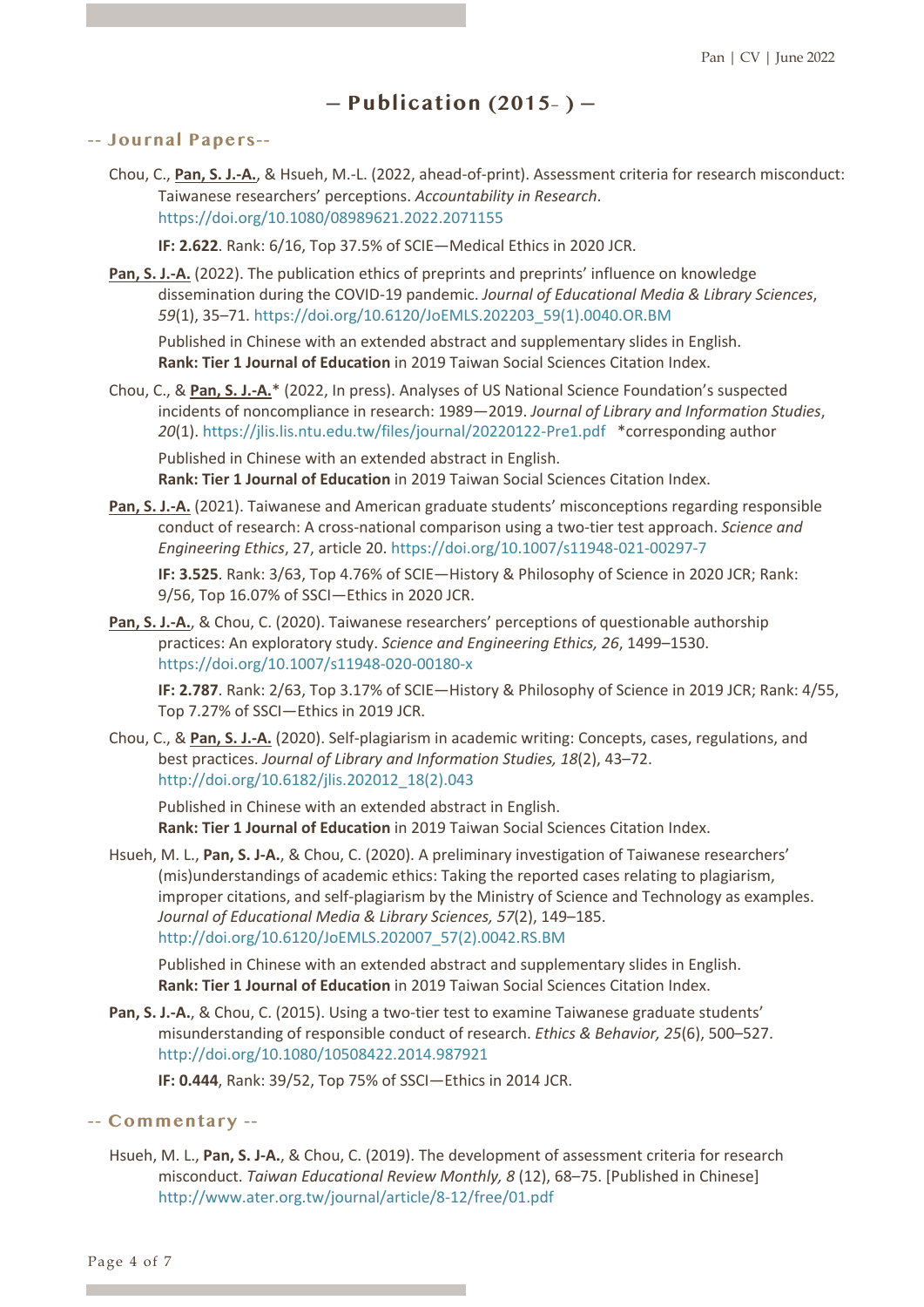# — Publication (2015- ) —

## -- Journal Papers--

Chou, C., **Pan, S. J.-A.**, & Hsueh, M.-L. (2022, ahead-of-print). Assessment criteria for research misconduct: Taiwanese researchers' perceptions. *Accountability in Research*. https://doi.org/10.1080/08989621.2022.2071155

**IF: 2.622**. Rank: 6/16, Top 37.5% of SCIE—Medical Ethics in 2020 JCR.

**Pan, S. J.-A.** (2022). The publication ethics of preprints and preprints' influence on knowledge dissemination during the COVID-19 pandemic. *Journal of Educational Media & Library Sciences*, *59*(1), 35–71. https://doi.org/10.6120/JoEMLS.202203_59(1).0040.OR.BM

Published in Chinese with an extended abstract and supplementary slides in English.
**Rank: Tier 1 Journal of Education** in 2019 Taiwan Social Sciences Citation Index.

Chou, C., & **Pan, S. J.-A.*** (2022, In press). Analyses of US National Science Foundation's suspected incidents of noncompliance in research: 1989—2019. *Journal of Library and Information Studies*, *20*(1). https://jlis.lis.ntu.edu.tw/files/journal/20220122-Pre1.pdf *corresponding author

Published in Chinese with an extended abstract in English.
**Rank: Tier 1 Journal of Education** in 2019 Taiwan Social Sciences Citation Index.

**Pan, S. J.-A.** (2021). Taiwanese and American graduate students' misconceptions regarding responsible conduct of research: A cross-national comparison using a two-tier test approach. *Science and Engineering Ethics*, 27, article 20. https://doi.org/10.1007/s11948-021-00297-7

**IF: 3.525**. Rank: 3/63, Top 4.76% of SCIE—History & Philosophy of Science in 2020 JCR; Rank: 9/56, Top 16.07% of SSCI—Ethics in 2020 JCR.

**Pan, S. J.-A.**, & Chou, C. (2020). Taiwanese researchers' perceptions of questionable authorship practices: An exploratory study. *Science and Engineering Ethics, 26*, 1499–1530. https://doi.org/10.1007/s11948-020-00180-x

**IF: 2.787**. Rank: 2/63, Top 3.17% of SCIE—History & Philosophy of Science in 2019 JCR; Rank: 4/55, Top 7.27% of SSCI—Ethics in 2019 JCR.

Chou, C., & **Pan, S. J.-A.** (2020). Self-plagiarism in academic writing: Concepts, cases, regulations, and best practices. *Journal of Library and Information Studies, 18*(2), 43–72. http://doi.org/10.6182/jlis.202012_18(2).043

Published in Chinese with an extended abstract in English.
**Rank: Tier 1 Journal of Education** in 2019 Taiwan Social Sciences Citation Index.

Hsueh, M. L., **Pan, S. J-A.**, & Chou, C. (2020). A preliminary investigation of Taiwanese researchers' (mis)understandings of academic ethics: Taking the reported cases relating to plagiarism, improper citations, and self-plagiarism by the Ministry of Science and Technology as examples. *Journal of Educational Media & Library Sciences, 57*(2), 149–185. http://doi.org/10.6120/JoEMLS.202007_57(2).0042.RS.BM

Published in Chinese with an extended abstract and supplementary slides in English.
**Rank: Tier 1 Journal of Education** in 2019 Taiwan Social Sciences Citation Index.

**Pan, S. J.-A.**, & Chou, C. (2015). Using a two-tier test to examine Taiwanese graduate students' misunderstanding of responsible conduct of research. *Ethics & Behavior, 25*(6), 500–527. http://doi.org/10.1080/10508422.2014.987921

**IF: 0.444**, Rank: 39/52, Top 75% of SSCI—Ethics in 2014 JCR.

## -- Commentary --

Hsueh, M. L., **Pan, S. J-A.**, & Chou, C. (2019). The development of assessment criteria for research misconduct. *Taiwan Educational Review Monthly, 8* (12), 68–75. [Published in Chinese] http://www.ater.org.tw/journal/article/8-12/free/01.pdf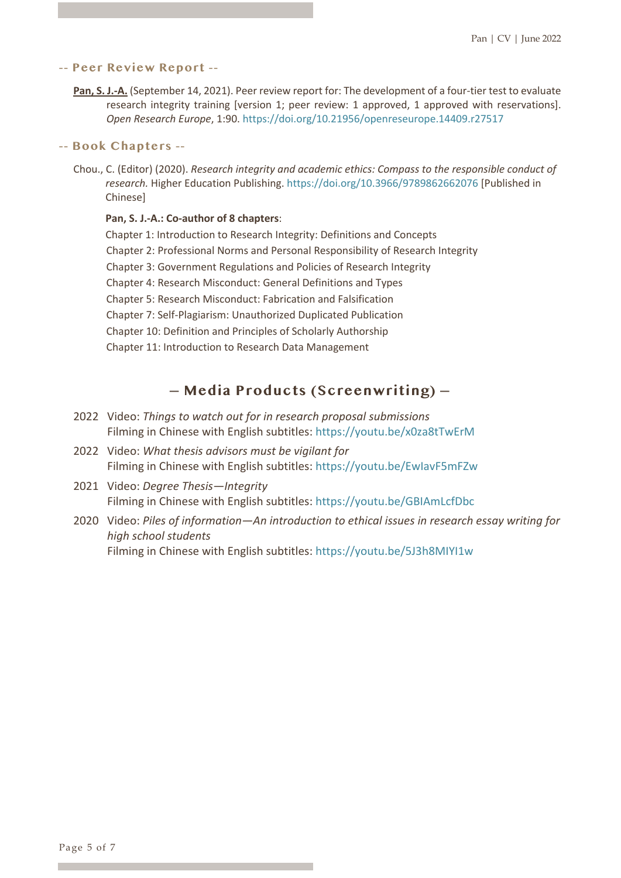## -- Peer Review Report --

**Pan, S. J.-A.** (September 14, 2021). Peer review report for: The development of a four-tier test to evaluate research integrity training [version 1; peer review: 1 approved, 1 approved with reservations]. *Open Research Europe*, 1:90. https://doi.org/10.21956/openreseurope.14409.r27517

## -- Book Chapters --

Chou., C. (Editor) (2020). *Research integrity and academic ethics: Compass to the responsible conduct of research.* Higher Education Publishing. https://doi.org/10.3966/9789862662076 [Published in Chinese]

**Pan, S. J.-A.: Co-author of 8 chapters**:

Chapter 1: Introduction to Research Integrity: Definitions and Concepts
Chapter 2: Professional Norms and Personal Responsibility of Research Integrity
Chapter 3: Government Regulations and Policies of Research Integrity
Chapter 4: Research Misconduct: General Definitions and Types
Chapter 5: Research Misconduct: Fabrication and Falsification
Chapter 7: Self-Plagiarism: Unauthorized Duplicated Publication
Chapter 10: Definition and Principles of Scholarly Authorship
Chapter 11: Introduction to Research Data Management

## – Media Products (Screenwriting) –

2022 Video: *Things to watch out for in research proposal submissions*
Filming in Chinese with English subtitles: https://youtu.be/x0za8tTwErM

2022 Video: *What thesis advisors must be vigilant for*
Filming in Chinese with English subtitles: https://youtu.be/EwIavF5mFZw

2021 Video: *Degree Thesis—Integrity*
Filming in Chinese with English subtitles: https://youtu.be/GBIAmLcfDbc

2020 Video: *Piles of information—An introduction to ethical issues in research essay writing for high school students*
Filming in Chinese with English subtitles: https://youtu.be/5J3h8MIYI1w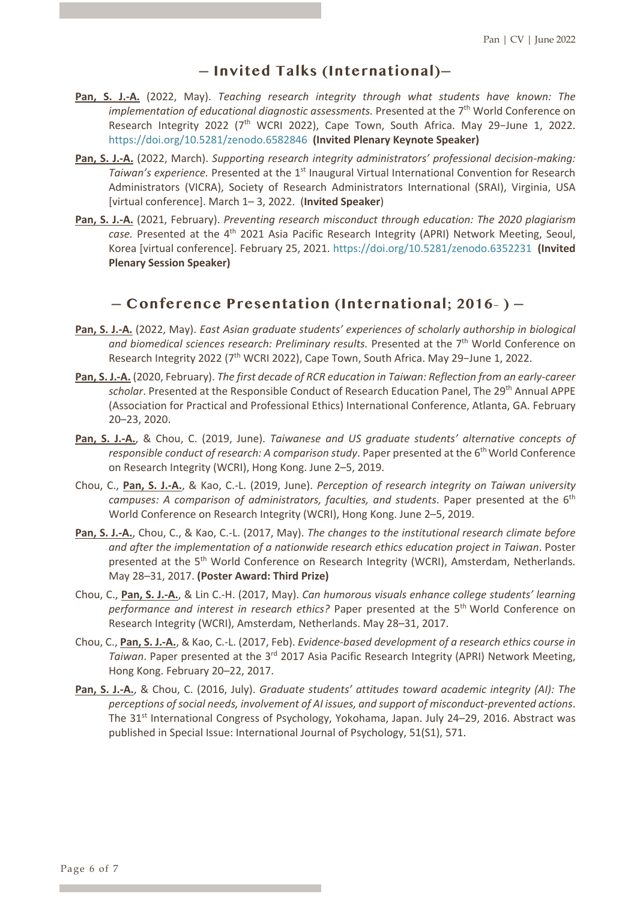## — Invited Talks (International)—

**Pan, S. J.-A.** (2022, May). *Teaching research integrity through what students have known: The implementation of educational diagnostic assessments.* Presented at the 7th World Conference on Research Integrity 2022 (7th WCRI 2022), Cape Town, South Africa. May 29−June 1, 2022. https://doi.org/10.5281/zenodo.6582846 **(Invited Plenary Keynote Speaker)**

**Pan, S. J.-A.** (2022, March). *Supporting research integrity administrators' professional decision-making: Taiwan's experience.* Presented at the 1st Inaugural Virtual International Convention for Research Administrators (VICRA), Society of Research Administrators International (SRAI), Virginia, USA [virtual conference]. March 1– 3, 2022. (**Invited Speaker**)

**Pan, S. J.-A.** (2021, February). *Preventing research misconduct through education: The 2020 plagiarism case.* Presented at the 4th 2021 Asia Pacific Research Integrity (APRI) Network Meeting, Seoul, Korea [virtual conference]. February 25, 2021. https://doi.org/10.5281/zenodo.6352231 **(Invited Plenary Session Speaker)**

## — Conference Presentation (International; 2016- ) —

**Pan, S. J.-A.** (2022, May). *East Asian graduate students' experiences of scholarly authorship in biological and biomedical sciences research: Preliminary results.* Presented at the 7th World Conference on Research Integrity 2022 (7th WCRI 2022), Cape Town, South Africa. May 29–June 1, 2022.

**Pan, S. J.-A.** (2020, February). *The first decade of RCR education in Taiwan: Reflection from an early-career scholar*. Presented at the Responsible Conduct of Research Education Panel, The 29th Annual APPE (Association for Practical and Professional Ethics) International Conference, Atlanta, GA. February 20–23, 2020.

**Pan, S. J.-A.**, & Chou, C. (2019, June). *Taiwanese and US graduate students' alternative concepts of responsible conduct of research: A comparison study*. Paper presented at the 6th World Conference on Research Integrity (WCRI), Hong Kong. June 2–5, 2019.

Chou, C., **Pan, S. J.-A.**, & Kao, C.-L. (2019, June). *Perception of research integrity on Taiwan university campuses: A comparison of administrators, faculties, and students*. Paper presented at the 6th World Conference on Research Integrity (WCRI), Hong Kong. June 2–5, 2019.

**Pan, S. J.-A.**, Chou, C., & Kao, C.-L. (2017, May). *The changes to the institutional research climate before and after the implementation of a nationwide research ethics education project in Taiwan*. Poster presented at the 5th World Conference on Research Integrity (WCRI), Amsterdam, Netherlands. May 28–31, 2017. **(Poster Award: Third Prize)**

Chou, C., **Pan, S. J.-A.**, & Lin C.-H. (2017, May). *Can humorous visuals enhance college students' learning performance and interest in research ethics?* Paper presented at the 5th World Conference on Research Integrity (WCRI), Amsterdam, Netherlands. May 28–31, 2017.

Chou, C., **Pan, S. J.-A.**, & Kao, C.-L. (2017, Feb). *Evidence-based development of a research ethics course in Taiwan*. Paper presented at the 3rd 2017 Asia Pacific Research Integrity (APRI) Network Meeting, Hong Kong. February 20–22, 2017.

**Pan, S. J.-A.**, & Chou, C. (2016, July). *Graduate students' attitudes toward academic integrity (AI): The perceptions of social needs, involvement of AI issues, and support of misconduct-prevented actions*. The 31st International Congress of Psychology, Yokohama, Japan. July 24–29, 2016. Abstract was published in Special Issue: International Journal of Psychology, 51(S1), 571.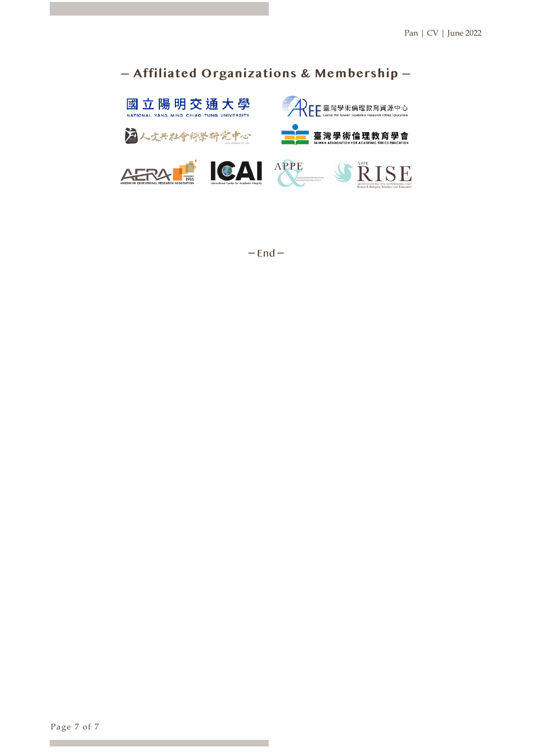## — Affiliated Organizations & Membership —

國立陽明交通大學
NATIONAL YANG MING CHIAO TUNG UNIVERSITY

AREE 臺灣學術倫理教育資源中心
Center for Taiwan Academic Research Ethics Education

人文與社會科學研究中心

臺灣學術倫理教育學會
TAIWAN ASSOCIATION FOR ACADEMIC ETHICS EDUCATION

AERA FOUNDED 1916
AMERICAN EDUCATIONAL RESEARCH ASSOCIATION

ICAI
International Center for Academic Integrity

APPE &
ASSOCIATION FOR PRACTICAL AND PROFESSIONAL ETHICS

APPE RISE
ASSOCIATION FOR PRACTICAL AND PROFESSIONAL ETHICS
Research Integrity Scholars and Educators

— End —